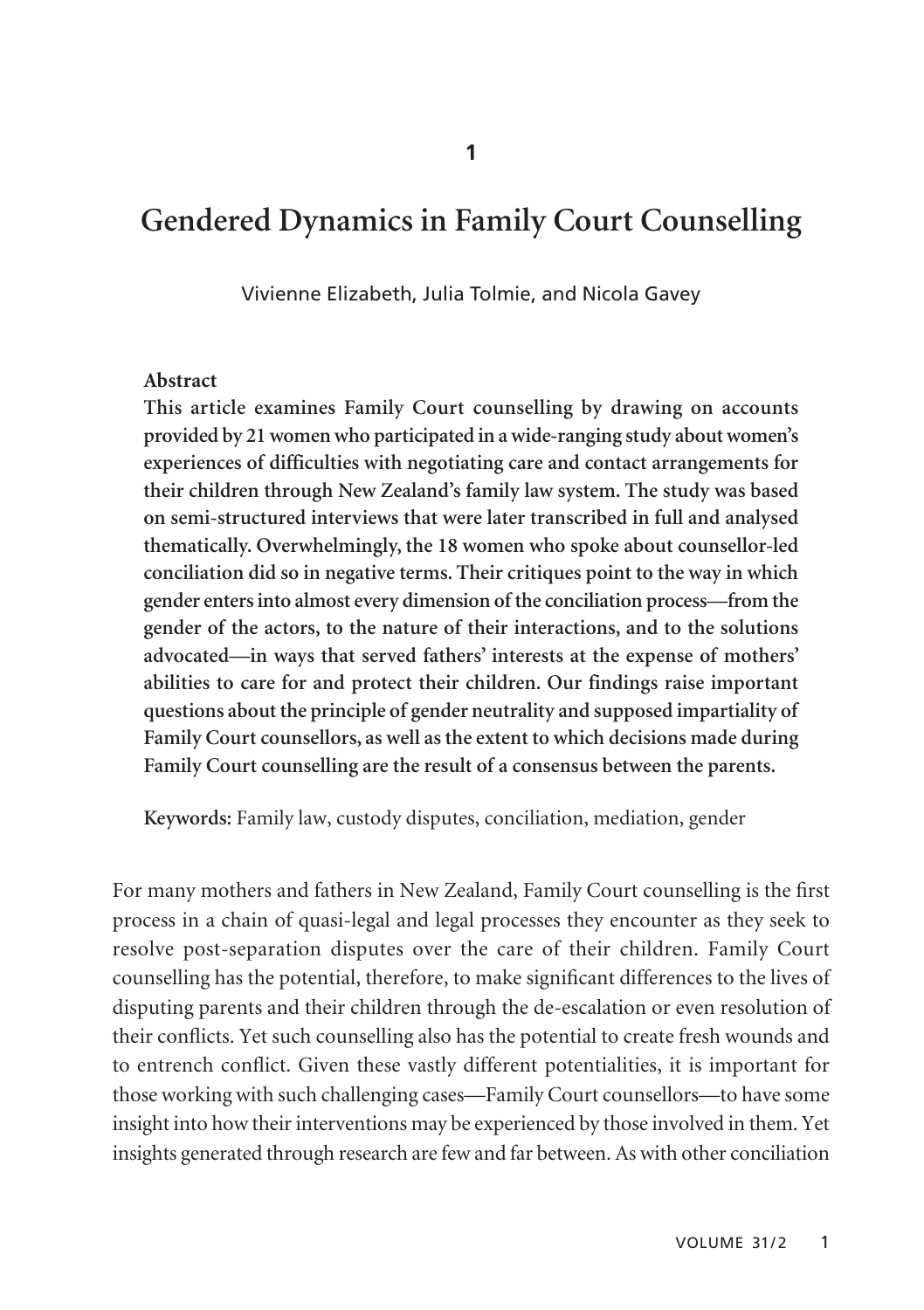# Gendered Dynamics in Family Court Counselling

Vivienne Elizabeth, Julia Tolmie, and Nicola Gavey

**Abstract**

**This article examines Family Court counselling by drawing on accounts provided by 21 women who participated in a wide-ranging study about women's experiences of difficulties with negotiating care and contact arrangements for their children through New Zealand's family law system. The study was based on semi-structured interviews that were later transcribed in full and analysed thematically. Overwhelmingly, the 18 women who spoke about counsellor-led conciliation did so in negative terms. Their critiques point to the way in which gender enters into almost every dimension of the conciliation process—from the gender of the actors, to the nature of their interactions, and to the solutions advocated—in ways that served fathers' interests at the expense of mothers' abilities to care for and protect their children. Our findings raise important questions about the principle of gender neutrality and supposed impartiality of Family Court counsellors, as well as the extent to which decisions made during Family Court counselling are the result of a consensus between the parents.**

**Keywords:** Family law, custody disputes, conciliation, mediation, gender

For many mothers and fathers in New Zealand, Family Court counselling is the first process in a chain of quasi-legal and legal processes they encounter as they seek to resolve post-separation disputes over the care of their children. Family Court counselling has the potential, therefore, to make significant differences to the lives of disputing parents and their children through the de-escalation or even resolution of their conflicts. Yet such counselling also has the potential to create fresh wounds and to entrench conflict. Given these vastly different potentialities, it is important for those working with such challenging cases—Family Court counsellors—to have some insight into how their interventions may be experienced by those involved in them. Yet insights generated through research are few and far between. As with other conciliation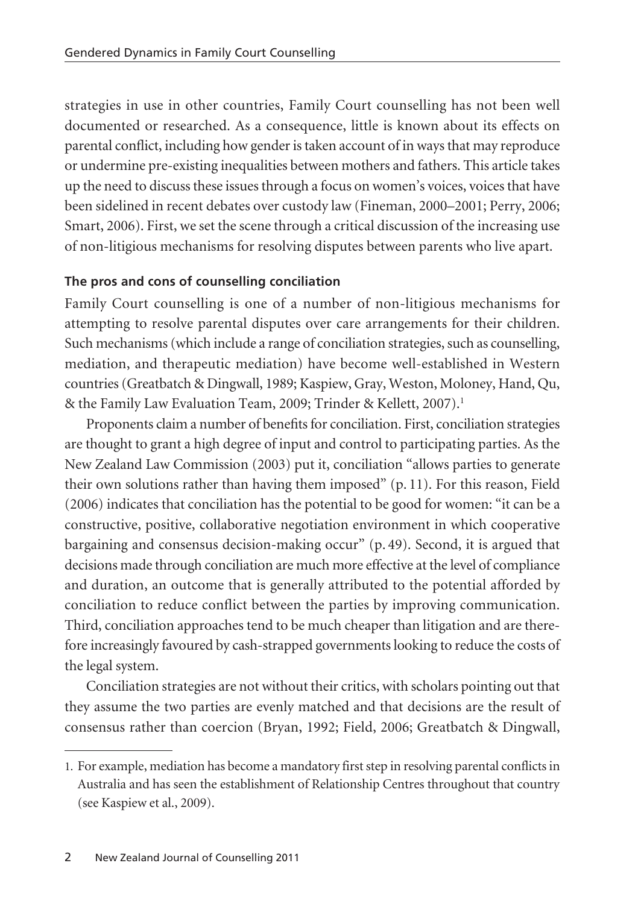strategies in use in other countries, Family Court counselling has not been well documented or researched. As a consequence, little is known about its effects on parental conflict, including how gender is taken account of in ways that may reproduce or undermine pre-existing inequalities between mothers and fathers. This article takes up the need to discuss these issues through a focus on women's voices, voices that have been sidelined in recent debates over custody law (Fineman, 2000–2001; Perry, 2006; Smart, 2006). First, we set the scene through a critical discussion of the increasing use of non-litigious mechanisms for resolving disputes between parents who live apart.

### The pros and cons of counselling conciliation

Family Court counselling is one of a number of non-litigious mechanisms for attempting to resolve parental disputes over care arrangements for their children. Such mechanisms (which include a range of conciliation strategies, such as counselling, mediation, and therapeutic mediation) have become well-established in Western countries (Greatbatch & Dingwall, 1989; Kaspiew, Gray, Weston, Moloney, Hand, Qu, & the Family Law Evaluation Team, 2009; Trinder & Kellett, 2007).[1]

Proponents claim a number of benefits for conciliation. First, conciliation strategies are thought to grant a high degree of input and control to participating parties. As the New Zealand Law Commission (2003) put it, conciliation "allows parties to generate their own solutions rather than having them imposed" (p. 11). For this reason, Field (2006) indicates that conciliation has the potential to be good for women: "it can be a constructive, positive, collaborative negotiation environment in which cooperative bargaining and consensus decision-making occur" (p. 49). Second, it is argued that decisions made through conciliation are much more effective at the level of compliance and duration, an outcome that is generally attributed to the potential afforded by conciliation to reduce conflict between the parties by improving communication. Third, conciliation approaches tend to be much cheaper than litigation and are therefore increasingly favoured by cash-strapped governments looking to reduce the costs of the legal system.

Conciliation strategies are not without their critics, with scholars pointing out that they assume the two parties are evenly matched and that decisions are the result of consensus rather than coercion (Bryan, 1992; Field, 2006; Greatbatch & Dingwall,

1. For example, mediation has become a mandatory first step in resolving parental conflicts in Australia and has seen the establishment of Relationship Centres throughout that country (see Kaspiew et al., 2009).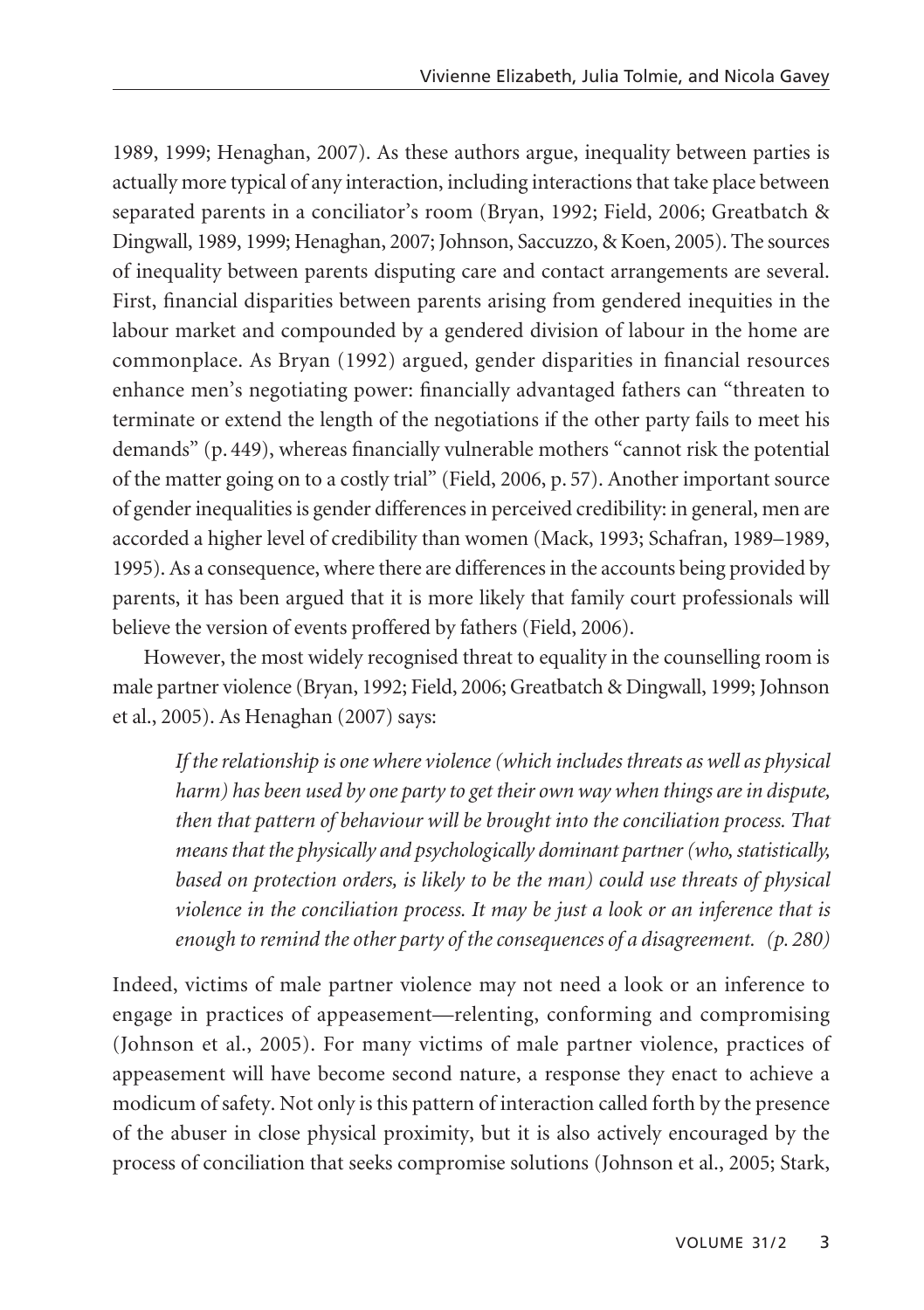1989, 1999; Henaghan, 2007). As these authors argue, inequality between parties is actually more typical of any interaction, including interactions that take place between separated parents in a conciliator's room (Bryan, 1992; Field, 2006; Greatbatch & Dingwall, 1989, 1999; Henaghan, 2007; Johnson, Saccuzzo, & Koen, 2005). The sources of inequality between parents disputing care and contact arrangements are several. First, financial disparities between parents arising from gendered inequities in the labour market and compounded by a gendered division of labour in the home are commonplace. As Bryan (1992) argued, gender disparities in financial resources enhance men's negotiating power: financially advantaged fathers can "threaten to terminate or extend the length of the negotiations if the other party fails to meet his demands" (p. 449), whereas financially vulnerable mothers "cannot risk the potential of the matter going on to a costly trial" (Field, 2006, p. 57). Another important source of gender inequalities is gender differences in perceived credibility: in general, men are accorded a higher level of credibility than women (Mack, 1993; Schafran, 1989–1989, 1995). As a consequence, where there are differences in the accounts being provided by parents, it has been argued that it is more likely that family court professionals will believe the version of events proffered by fathers (Field, 2006).

However, the most widely recognised threat to equality in the counselling room is male partner violence (Bryan, 1992; Field, 2006; Greatbatch & Dingwall, 1999; Johnson et al., 2005). As Henaghan (2007) says:

> *If the relationship is one where violence (which includes threats as well as physical harm) has been used by one party to get their own way when things are in dispute, then that pattern of behaviour will be brought into the conciliation process. That means that the physically and psychologically dominant partner (who, statistically, based on protection orders, is likely to be the man) could use threats of physical violence in the conciliation process. It may be just a look or an inference that is enough to remind the other party of the consequences of a disagreement. (p. 280)*

Indeed, victims of male partner violence may not need a look or an inference to engage in practices of appeasement—relenting, conforming and compromising (Johnson et al., 2005). For many victims of male partner violence, practices of appeasement will have become second nature, a response they enact to achieve a modicum of safety. Not only is this pattern of interaction called forth by the presence of the abuser in close physical proximity, but it is also actively encouraged by the process of conciliation that seeks compromise solutions (Johnson et al., 2005; Stark,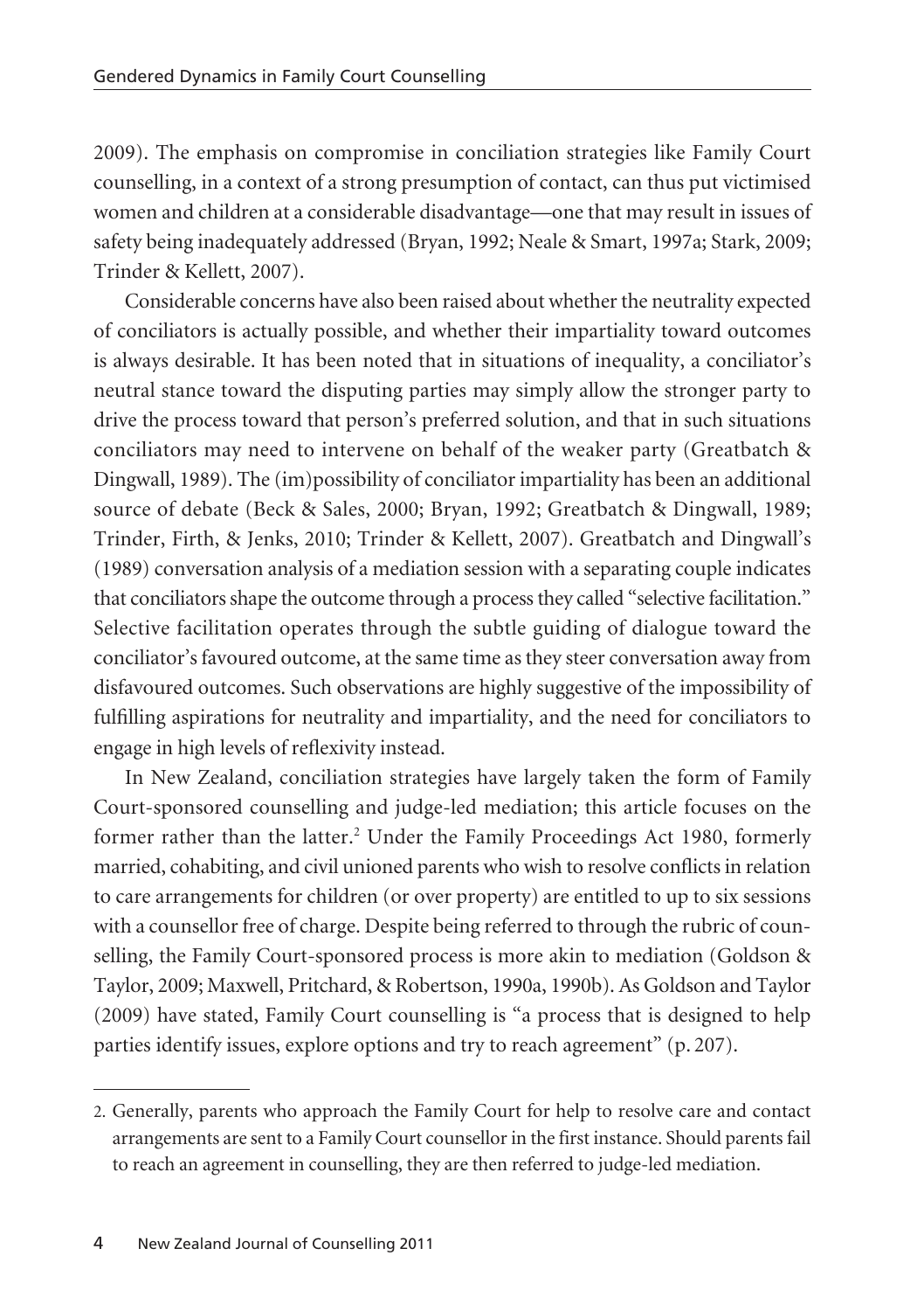2009). The emphasis on compromise in conciliation strategies like Family Court counselling, in a context of a strong presumption of contact, can thus put victimised women and children at a considerable disadvantage—one that may result in issues of safety being inadequately addressed (Bryan, 1992; Neale & Smart, 1997a; Stark, 2009; Trinder & Kellett, 2007).

Considerable concerns have also been raised about whether the neutrality expected of conciliators is actually possible, and whether their impartiality toward outcomes is always desirable. It has been noted that in situations of inequality, a conciliator's neutral stance toward the disputing parties may simply allow the stronger party to drive the process toward that person's preferred solution, and that in such situations conciliators may need to intervene on behalf of the weaker party (Greatbatch & Dingwall, 1989). The (im)possibility of conciliator impartiality has been an additional source of debate (Beck & Sales, 2000; Bryan, 1992; Greatbatch & Dingwall, 1989; Trinder, Firth, & Jenks, 2010; Trinder & Kellett, 2007). Greatbatch and Dingwall's (1989) conversation analysis of a mediation session with a separating couple indicates that conciliators shape the outcome through a process they called "selective facilitation." Selective facilitation operates through the subtle guiding of dialogue toward the conciliator's favoured outcome, at the same time as they steer conversation away from disfavoured outcomes. Such observations are highly suggestive of the impossibility of fulfilling aspirations for neutrality and impartiality, and the need for conciliators to engage in high levels of reflexivity instead.

In New Zealand, conciliation strategies have largely taken the form of Family Court-sponsored counselling and judge-led mediation; this article focuses on the former rather than the latter.[2] Under the Family Proceedings Act 1980, formerly married, cohabiting, and civil unioned parents who wish to resolve conflicts in relation to care arrangements for children (or over property) are entitled to up to six sessions with a counsellor free of charge. Despite being referred to through the rubric of counselling, the Family Court-sponsored process is more akin to mediation (Goldson & Taylor, 2009; Maxwell, Pritchard, & Robertson, 1990a, 1990b). As Goldson and Taylor (2009) have stated, Family Court counselling is "a process that is designed to help parties identify issues, explore options and try to reach agreement" (p. 207).

2. Generally, parents who approach the Family Court for help to resolve care and contact arrangements are sent to a Family Court counsellor in the first instance. Should parents fail to reach an agreement in counselling, they are then referred to judge-led mediation.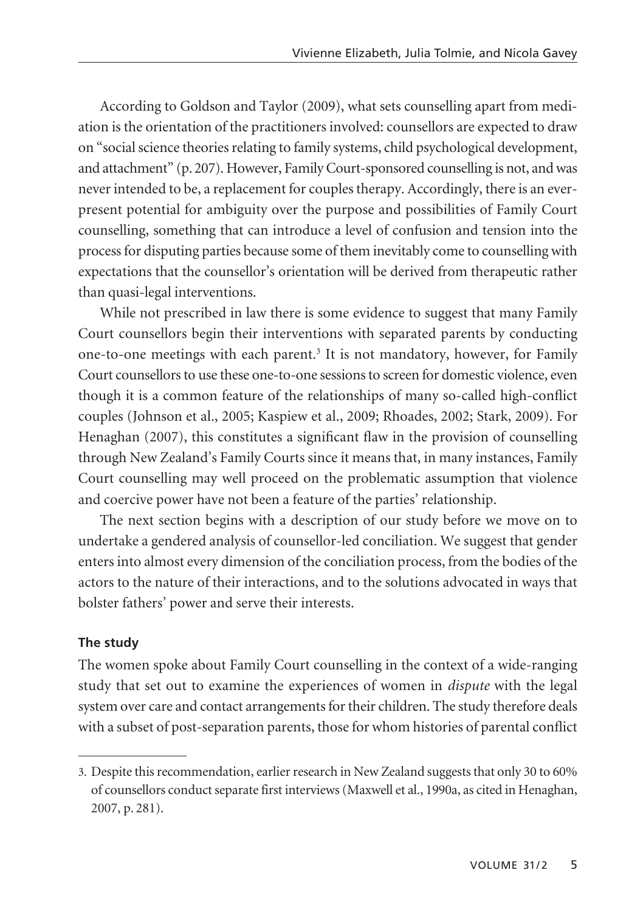According to Goldson and Taylor (2009), what sets counselling apart from mediation is the orientation of the practitioners involved: counsellors are expected to draw on "social science theories relating to family systems, child psychological development, and attachment" (p. 207). However, Family Court-sponsored counselling is not, and was never intended to be, a replacement for couples therapy. Accordingly, there is an ever-present potential for ambiguity over the purpose and possibilities of Family Court counselling, something that can introduce a level of confusion and tension into the process for disputing parties because some of them inevitably come to counselling with expectations that the counsellor's orientation will be derived from therapeutic rather than quasi-legal interventions.

While not prescribed in law there is some evidence to suggest that many Family Court counsellors begin their interventions with separated parents by conducting one-to-one meetings with each parent.[3] It is not mandatory, however, for Family Court counsellors to use these one-to-one sessions to screen for domestic violence, even though it is a common feature of the relationships of many so-called high-conflict couples (Johnson et al., 2005; Kaspiew et al., 2009; Rhoades, 2002; Stark, 2009). For Henaghan (2007), this constitutes a significant flaw in the provision of counselling through New Zealand's Family Courts since it means that, in many instances, Family Court counselling may well proceed on the problematic assumption that violence and coercive power have not been a feature of the parties' relationship.

The next section begins with a description of our study before we move on to undertake a gendered analysis of counsellor-led conciliation. We suggest that gender enters into almost every dimension of the conciliation process, from the bodies of the actors to the nature of their interactions, and to the solutions advocated in ways that bolster fathers' power and serve their interests.

### The study

The women spoke about Family Court counselling in the context of a wide-ranging study that set out to examine the experiences of women in *dispute* with the legal system over care and contact arrangements for their children. The study therefore deals with a subset of post-separation parents, those for whom histories of parental conflict

---

3. Despite this recommendation, earlier research in New Zealand suggests that only 30 to 60% of counsellors conduct separate first interviews (Maxwell et al., 1990a, as cited in Henaghan, 2007, p. 281).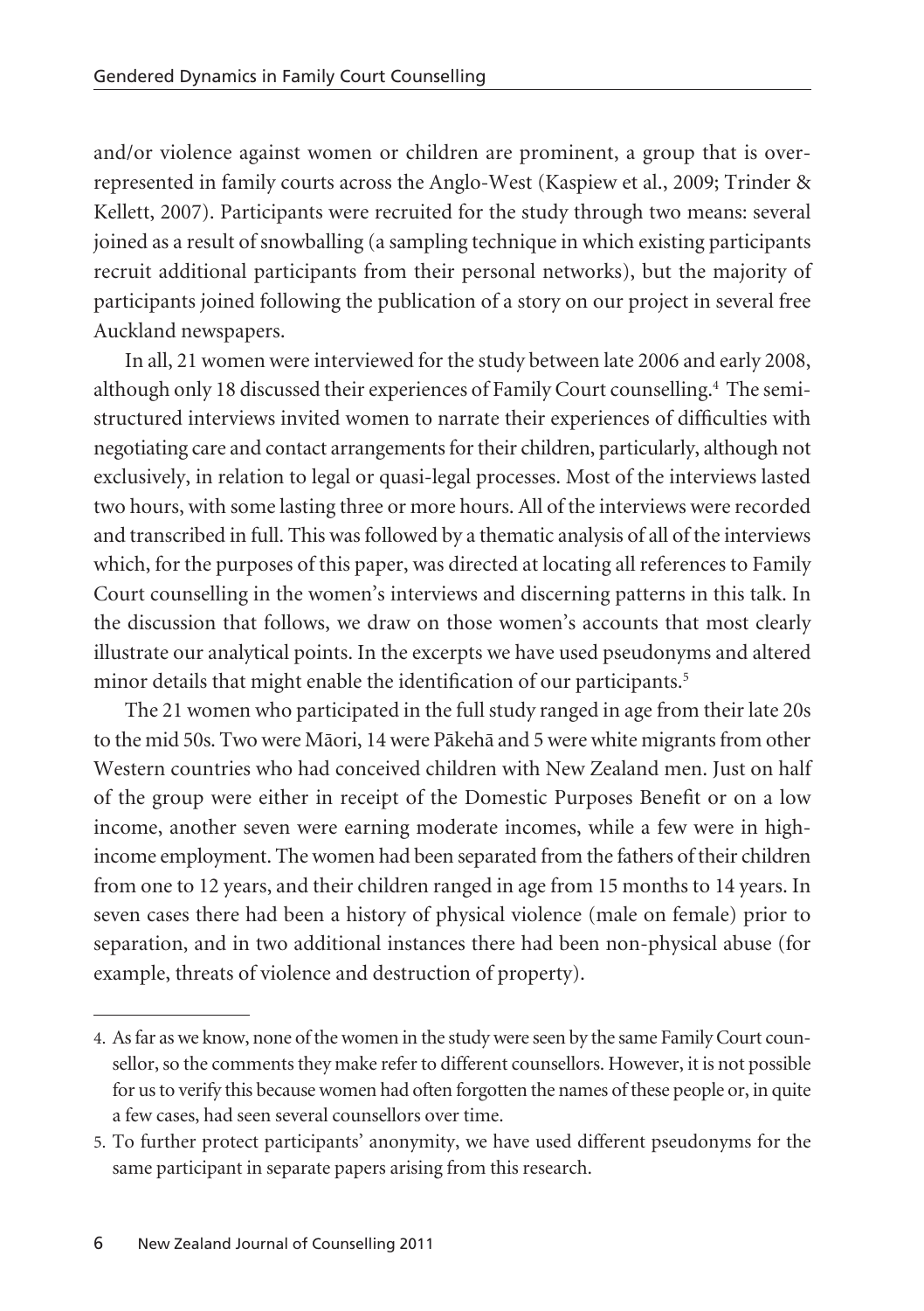and/or violence against women or children are prominent, a group that is over-represented in family courts across the Anglo-West (Kaspiew et al., 2009; Trinder & Kellett, 2007). Participants were recruited for the study through two means: several joined as a result of snowballing (a sampling technique in which existing participants recruit additional participants from their personal networks), but the majority of participants joined following the publication of a story on our project in several free Auckland newspapers.

In all, 21 women were interviewed for the study between late 2006 and early 2008, although only 18 discussed their experiences of Family Court counselling.[4] The semi-structured interviews invited women to narrate their experiences of difficulties with negotiating care and contact arrangements for their children, particularly, although not exclusively, in relation to legal or quasi-legal processes. Most of the interviews lasted two hours, with some lasting three or more hours. All of the interviews were recorded and transcribed in full. This was followed by a thematic analysis of all of the interviews which, for the purposes of this paper, was directed at locating all references to Family Court counselling in the women's interviews and discerning patterns in this talk. In the discussion that follows, we draw on those women's accounts that most clearly illustrate our analytical points. In the excerpts we have used pseudonyms and altered minor details that might enable the identification of our participants.[5]

The 21 women who participated in the full study ranged in age from their late 20s to the mid 50s. Two were Māori, 14 were Pākehā and 5 were white migrants from other Western countries who had conceived children with New Zealand men. Just on half of the group were either in receipt of the Domestic Purposes Benefit or on a low income, another seven were earning moderate incomes, while a few were in high-income employment. The women had been separated from the fathers of their children from one to 12 years, and their children ranged in age from 15 months to 14 years. In seven cases there had been a history of physical violence (male on female) prior to separation, and in two additional instances there had been non-physical abuse (for example, threats of violence and destruction of property).

---

4. As far as we know, none of the women in the study were seen by the same Family Court counsellor, so the comments they make refer to different counsellors. However, it is not possible for us to verify this because women had often forgotten the names of these people or, in quite a few cases, had seen several counsellors over time.

5. To further protect participants' anonymity, we have used different pseudonyms for the same participant in separate papers arising from this research.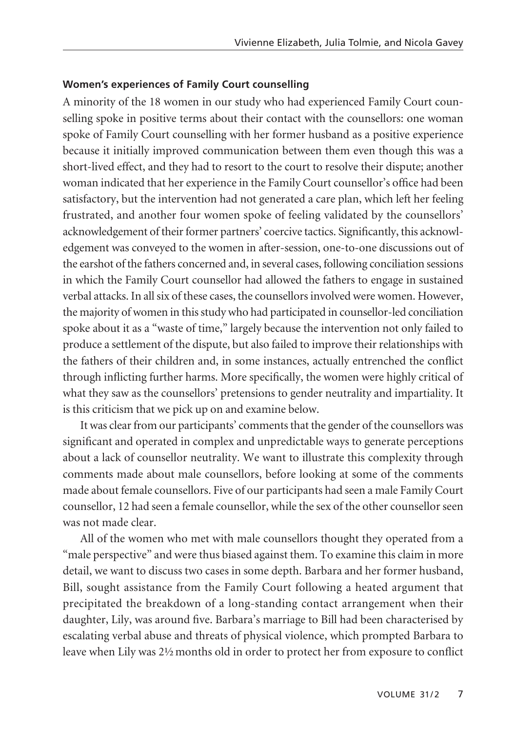#### Women's experiences of Family Court counselling

A minority of the 18 women in our study who had experienced Family Court counselling spoke in positive terms about their contact with the counsellors: one woman spoke of Family Court counselling with her former husband as a positive experience because it initially improved communication between them even though this was a short-lived effect, and they had to resort to the court to resolve their dispute; another woman indicated that her experience in the Family Court counsellor's office had been satisfactory, but the intervention had not generated a care plan, which left her feeling frustrated, and another four women spoke of feeling validated by the counsellors' acknowledgement of their former partners' coercive tactics. Significantly, this acknowledgement was conveyed to the women in after-session, one-to-one discussions out of the earshot of the fathers concerned and, in several cases, following conciliation sessions in which the Family Court counsellor had allowed the fathers to engage in sustained verbal attacks. In all six of these cases, the counsellors involved were women. However, the majority of women in this study who had participated in counsellor-led conciliation spoke about it as a "waste of time," largely because the intervention not only failed to produce a settlement of the dispute, but also failed to improve their relationships with the fathers of their children and, in some instances, actually entrenched the conflict through inflicting further harms. More specifically, the women were highly critical of what they saw as the counsellors' pretensions to gender neutrality and impartiality. It is this criticism that we pick up on and examine below.

It was clear from our participants' comments that the gender of the counsellors was significant and operated in complex and unpredictable ways to generate perceptions about a lack of counsellor neutrality. We want to illustrate this complexity through comments made about male counsellors, before looking at some of the comments made about female counsellors. Five of our participants had seen a male Family Court counsellor, 12 had seen a female counsellor, while the sex of the other counsellor seen was not made clear.

All of the women who met with male counsellors thought they operated from a "male perspective" and were thus biased against them. To examine this claim in more detail, we want to discuss two cases in some depth. Barbara and her former husband, Bill, sought assistance from the Family Court following a heated argument that precipitated the breakdown of a long-standing contact arrangement when their daughter, Lily, was around five. Barbara's marriage to Bill had been characterised by escalating verbal abuse and threats of physical violence, which prompted Barbara to leave when Lily was 2½ months old in order to protect her from exposure to conflict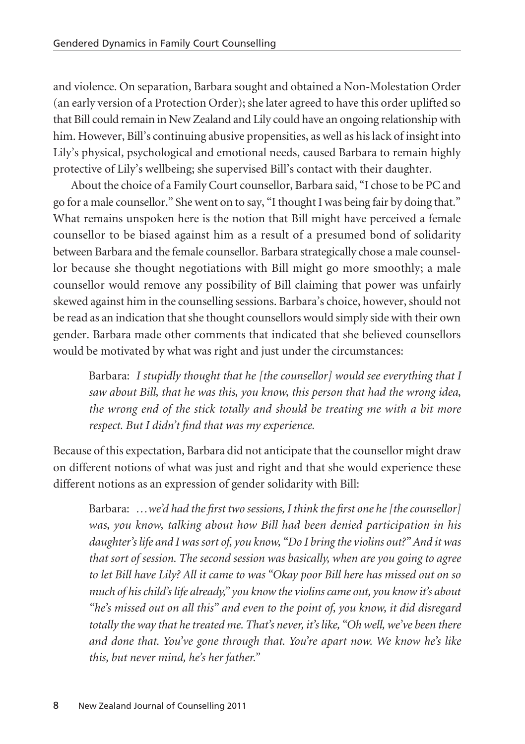and violence. On separation, Barbara sought and obtained a Non-Molestation Order (an early version of a Protection Order); she later agreed to have this order uplifted so that Bill could remain in New Zealand and Lily could have an ongoing relationship with him. However, Bill's continuing abusive propensities, as well as his lack of insight into Lily's physical, psychological and emotional needs, caused Barbara to remain highly protective of Lily's wellbeing; she supervised Bill's contact with their daughter.

About the choice of a Family Court counsellor, Barbara said, "I chose to be PC and go for a male counsellor." She went on to say, "I thought I was being fair by doing that." What remains unspoken here is the notion that Bill might have perceived a female counsellor to be biased against him as a result of a presumed bond of solidarity between Barbara and the female counsellor. Barbara strategically chose a male counsellor because she thought negotiations with Bill might go more smoothly; a male counsellor would remove any possibility of Bill claiming that power was unfairly skewed against him in the counselling sessions. Barbara's choice, however, should not be read as an indication that she thought counsellors would simply side with their own gender. Barbara made other comments that indicated that she believed counsellors would be motivated by what was right and just under the circumstances:

> Barbara: *I stupidly thought that he [the counsellor] would see everything that I saw about Bill, that he was this, you know, this person that had the wrong idea, the wrong end of the stick totally and should be treating me with a bit more respect. But I didn't find that was my experience.*

Because of this expectation, Barbara did not anticipate that the counsellor might draw on different notions of what was just and right and that she would experience these different notions as an expression of gender solidarity with Bill:

> Barbara: *…we'd had the first two sessions, I think the first one he [the counsellor] was, you know, talking about how Bill had been denied participation in his daughter's life and I was sort of, you know, "Do I bring the violins out?" And it was that sort of session. The second session was basically, when are you going to agree to let Bill have Lily? All it came to was "Okay poor Bill here has missed out on so much of his child's life already," you know the violins came out, you know it's about "he's missed out on all this" and even to the point of, you know, it did disregard totally the way that he treated me. That's never, it's like, "Oh well, we've been there and done that. You've gone through that. You're apart now. We know he's like this, but never mind, he's her father."*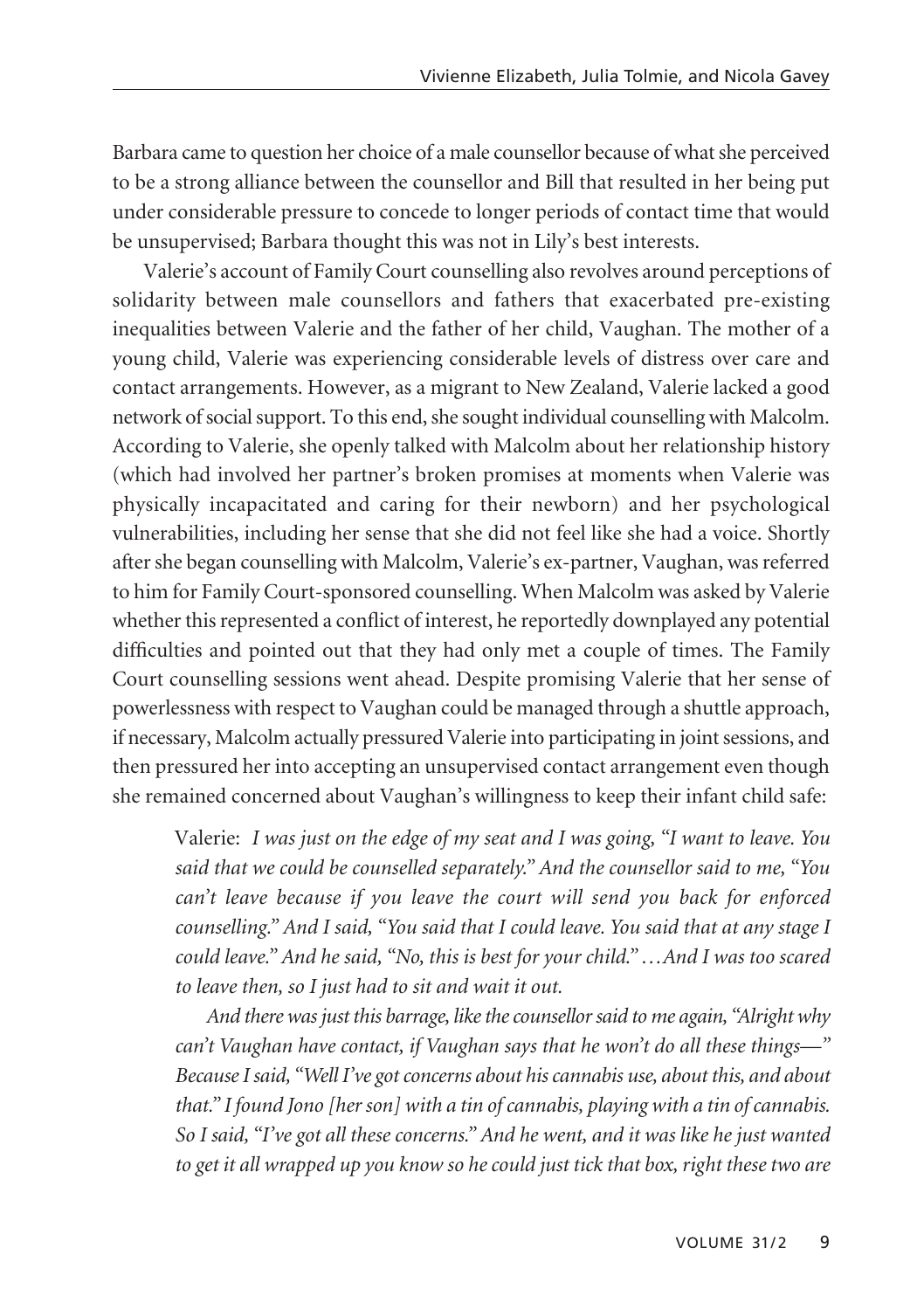Barbara came to question her choice of a male counsellor because of what she perceived to be a strong alliance between the counsellor and Bill that resulted in her being put under considerable pressure to concede to longer periods of contact time that would be unsupervised; Barbara thought this was not in Lily's best interests.

Valerie's account of Family Court counselling also revolves around perceptions of solidarity between male counsellors and fathers that exacerbated pre-existing inequalities between Valerie and the father of her child, Vaughan. The mother of a young child, Valerie was experiencing considerable levels of distress over care and contact arrangements. However, as a migrant to New Zealand, Valerie lacked a good network of social support. To this end, she sought individual counselling with Malcolm. According to Valerie, she openly talked with Malcolm about her relationship history (which had involved her partner's broken promises at moments when Valerie was physically incapacitated and caring for their newborn) and her psychological vulnerabilities, including her sense that she did not feel like she had a voice. Shortly after she began counselling with Malcolm, Valerie's ex-partner, Vaughan, was referred to him for Family Court-sponsored counselling. When Malcolm was asked by Valerie whether this represented a conflict of interest, he reportedly downplayed any potential difficulties and pointed out that they had only met a couple of times. The Family Court counselling sessions went ahead. Despite promising Valerie that her sense of powerlessness with respect to Vaughan could be managed through a shuttle approach, if necessary, Malcolm actually pressured Valerie into participating in joint sessions, and then pressured her into accepting an unsupervised contact arrangement even though she remained concerned about Vaughan's willingness to keep their infant child safe:

> Valerie: *I was just on the edge of my seat and I was going, "I want to leave. You said that we could be counselled separately." And the counsellor said to me, "You can't leave because if you leave the court will send you back for enforced counselling." And I said, "You said that I could leave. You said that at any stage I could leave." And he said, "No, this is best for your child." …And I was too scared to leave then, so I just had to sit and wait it out.*
>
> *And there was just this barrage, like the counsellor said to me again, "Alright why can't Vaughan have contact, if Vaughan says that he won't do all these things—" Because I said, "Well I've got concerns about his cannabis use, about this, and about that." I found Jono [her son] with a tin of cannabis, playing with a tin of cannabis. So I said, "I've got all these concerns." And he went, and it was like he just wanted to get it all wrapped up you know so he could just tick that box, right these two are*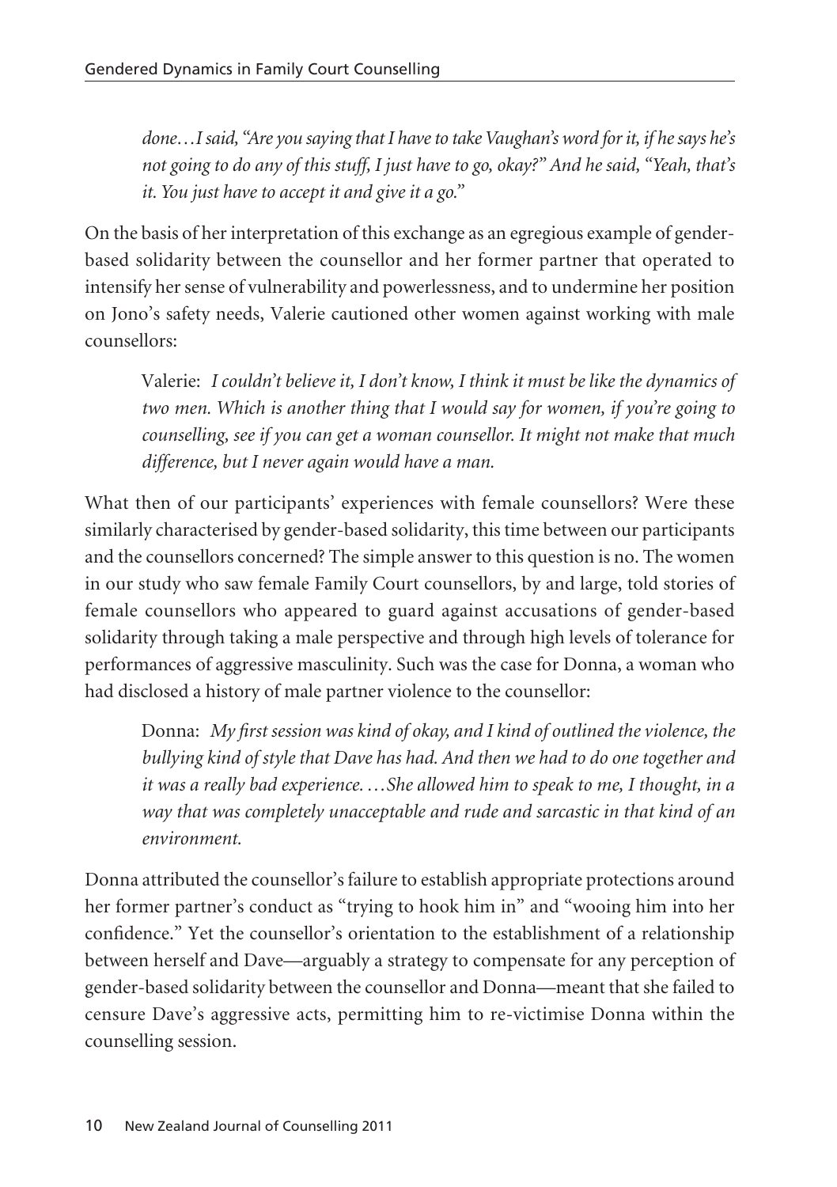*done…I said, "Are you saying that I have to take Vaughan's word for it, if he says he's not going to do any of this stuff, I just have to go, okay?" And he said, "Yeah, that's it. You just have to accept it and give it a go."*

On the basis of her interpretation of this exchange as an egregious example of gender-based solidarity between the counsellor and her former partner that operated to intensify her sense of vulnerability and powerlessness, and to undermine her position on Jono's safety needs, Valerie cautioned other women against working with male counsellors:

> Valerie: *I couldn't believe it, I don't know, I think it must be like the dynamics of two men. Which is another thing that I would say for women, if you're going to counselling, see if you can get a woman counsellor. It might not make that much difference, but I never again would have a man.*

What then of our participants' experiences with female counsellors? Were these similarly characterised by gender-based solidarity, this time between our participants and the counsellors concerned? The simple answer to this question is no. The women in our study who saw female Family Court counsellors, by and large, told stories of female counsellors who appeared to guard against accusations of gender-based solidarity through taking a male perspective and through high levels of tolerance for performances of aggressive masculinity. Such was the case for Donna, a woman who had disclosed a history of male partner violence to the counsellor:

> Donna: *My first session was kind of okay, and I kind of outlined the violence, the bullying kind of style that Dave has had. And then we had to do one together and it was a really bad experience. …She allowed him to speak to me, I thought, in a way that was completely unacceptable and rude and sarcastic in that kind of an environment.*

Donna attributed the counsellor's failure to establish appropriate protections around her former partner's conduct as "trying to hook him in" and "wooing him into her confidence." Yet the counsellor's orientation to the establishment of a relationship between herself and Dave—arguably a strategy to compensate for any perception of gender-based solidarity between the counsellor and Donna—meant that she failed to censure Dave's aggressive acts, permitting him to re-victimise Donna within the counselling session.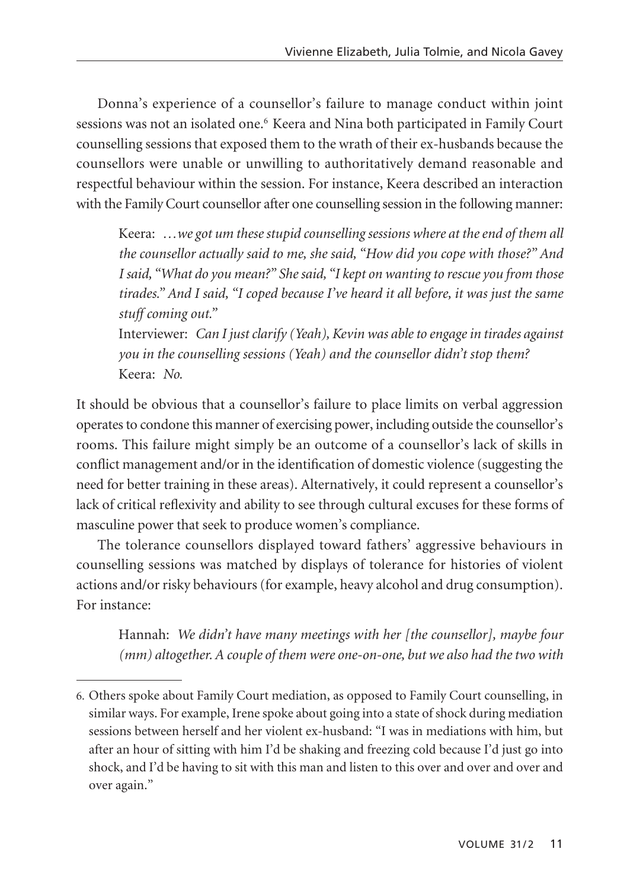Donna's experience of a counsellor's failure to manage conduct within joint sessions was not an isolated one.[6] Keera and Nina both participated in Family Court counselling sessions that exposed them to the wrath of their ex-husbands because the counsellors were unable or unwilling to authoritatively demand reasonable and respectful behaviour within the session. For instance, Keera described an interaction with the Family Court counsellor after one counselling session in the following manner:

> Keera: *…we got um these stupid counselling sessions where at the end of them all the counsellor actually said to me, she said, "How did you cope with those?" And I said, "What do you mean?" She said, "I kept on wanting to rescue you from those tirades." And I said, "I coped because I've heard it all before, it was just the same stuff coming out."*
>
> Interviewer: *Can I just clarify (Yeah), Kevin was able to engage in tirades against you in the counselling sessions (Yeah) and the counsellor didn't stop them?*
>
> Keera: *No.*

It should be obvious that a counsellor's failure to place limits on verbal aggression operates to condone this manner of exercising power, including outside the counsellor's rooms. This failure might simply be an outcome of a counsellor's lack of skills in conflict management and/or in the identification of domestic violence (suggesting the need for better training in these areas). Alternatively, it could represent a counsellor's lack of critical reflexivity and ability to see through cultural excuses for these forms of masculine power that seek to produce women's compliance.

The tolerance counsellors displayed toward fathers' aggressive behaviours in counselling sessions was matched by displays of tolerance for histories of violent actions and/or risky behaviours (for example, heavy alcohol and drug consumption). For instance:

> Hannah: *We didn't have many meetings with her [the counsellor], maybe four (mm) altogether. A couple of them were one-on-one, but we also had the two with*

---

6. Others spoke about Family Court mediation, as opposed to Family Court counselling, in similar ways. For example, Irene spoke about going into a state of shock during mediation sessions between herself and her violent ex-husband: "I was in mediations with him, but after an hour of sitting with him I'd be shaking and freezing cold because I'd just go into shock, and I'd be having to sit with this man and listen to this over and over and over and over again."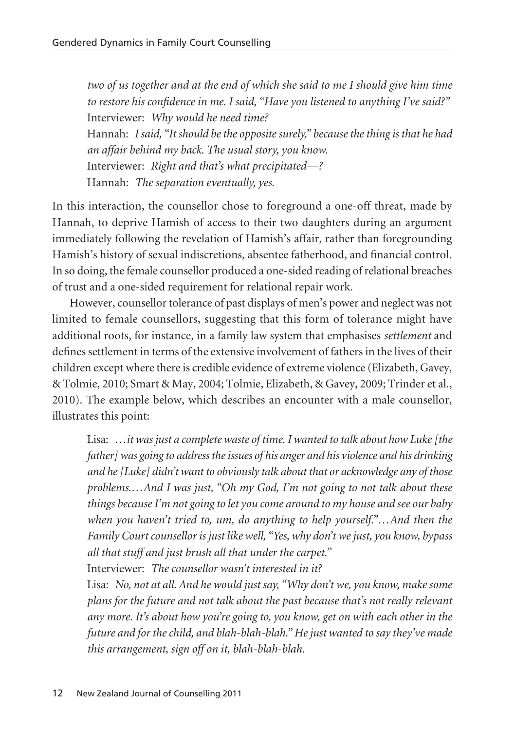> *two of us together and at the end of which she said to me I should give him time to restore his confidence in me. I said, "Have you listened to anything I've said?"*
> Interviewer: *Why would he need time?*
> Hannah: *I said, "It should be the opposite surely," because the thing is that he had an affair behind my back. The usual story, you know.*
> Interviewer: *Right and that's what precipitated—?*
> Hannah: *The separation eventually, yes.*

In this interaction, the counsellor chose to foreground a one-off threat, made by Hannah, to deprive Hamish of access to their two daughters during an argument immediately following the revelation of Hamish's affair, rather than foregrounding Hamish's history of sexual indiscretions, absentee fatherhood, and financial control. In so doing, the female counsellor produced a one-sided reading of relational breaches of trust and a one-sided requirement for relational repair work.

However, counsellor tolerance of past displays of men's power and neglect was not limited to female counsellors, suggesting that this form of tolerance might have additional roots, for instance, in a family law system that emphasises *settlement* and defines settlement in terms of the extensive involvement of fathers in the lives of their children except where there is credible evidence of extreme violence (Elizabeth, Gavey, & Tolmie, 2010; Smart & May, 2004; Tolmie, Elizabeth, & Gavey, 2009; Trinder et al., 2010). The example below, which describes an encounter with a male counsellor, illustrates this point:

> Lisa: *…it was just a complete waste of time. I wanted to talk about how Luke [the father] was going to address the issues of his anger and his violence and his drinking and he [Luke] didn't want to obviously talk about that or acknowledge any of those problems.…And I was just, "Oh my God, I'm not going to not talk about these things because I'm not going to let you come around to my house and see our baby when you haven't tried to, um, do anything to help yourself."…And then the Family Court counsellor is just like well, "Yes, why don't we just, you know, bypass all that stuff and just brush all that under the carpet."*
> Interviewer: *The counsellor wasn't interested in it?*
> Lisa: *No, not at all. And he would just say, "Why don't we, you know, make some plans for the future and not talk about the past because that's not really relevant any more. It's about how you're going to, you know, get on with each other in the future and for the child, and blah-blah-blah." He just wanted to say they've made this arrangement, sign off on it, blah-blah-blah.*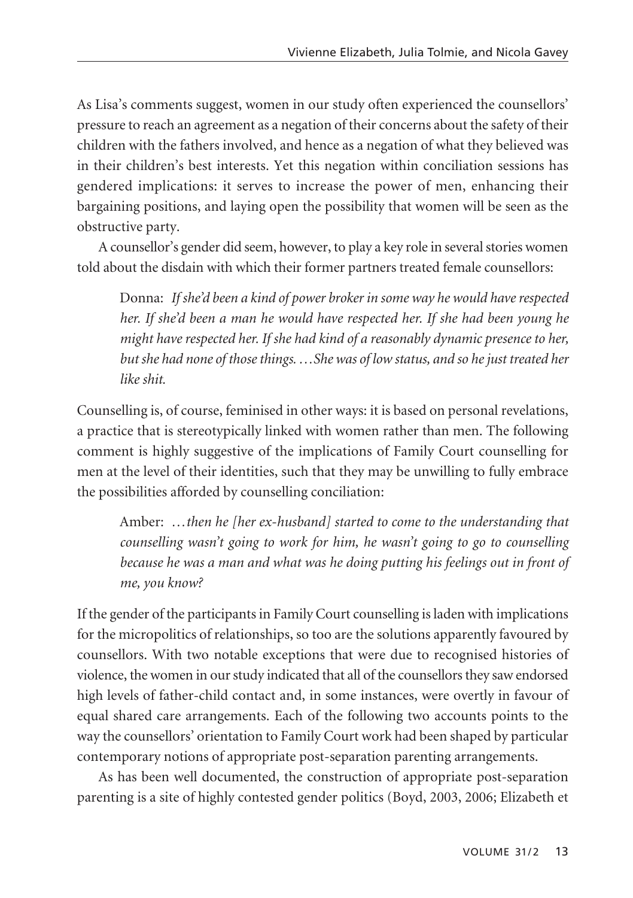As Lisa's comments suggest, women in our study often experienced the counsellors' pressure to reach an agreement as a negation of their concerns about the safety of their children with the fathers involved, and hence as a negation of what they believed was in their children's best interests. Yet this negation within conciliation sessions has gendered implications: it serves to increase the power of men, enhancing their bargaining positions, and laying open the possibility that women will be seen as the obstructive party.

A counsellor's gender did seem, however, to play a key role in several stories women told about the disdain with which their former partners treated female counsellors:

> Donna: *If she'd been a kind of power broker in some way he would have respected her. If she'd been a man he would have respected her. If she had been young he might have respected her. If she had kind of a reasonably dynamic presence to her, but she had none of those things. . . . She was of low status, and so he just treated her like shit.*

Counselling is, of course, feminised in other ways: it is based on personal revelations, a practice that is stereotypically linked with women rather than men. The following comment is highly suggestive of the implications of Family Court counselling for men at the level of their identities, such that they may be unwilling to fully embrace the possibilities afforded by counselling conciliation:

> Amber: *. . . then he [her ex-husband] started to come to the understanding that counselling wasn't going to work for him, he wasn't going to go to counselling because he was a man and what was he doing putting his feelings out in front of me, you know?*

If the gender of the participants in Family Court counselling is laden with implications for the micropolitics of relationships, so too are the solutions apparently favoured by counsellors. With two notable exceptions that were due to recognised histories of violence, the women in our study indicated that all of the counsellors they saw endorsed high levels of father-child contact and, in some instances, were overtly in favour of equal shared care arrangements. Each of the following two accounts points to the way the counsellors' orientation to Family Court work had been shaped by particular contemporary notions of appropriate post-separation parenting arrangements.

As has been well documented, the construction of appropriate post-separation parenting is a site of highly contested gender politics (Boyd, 2003, 2006; Elizabeth et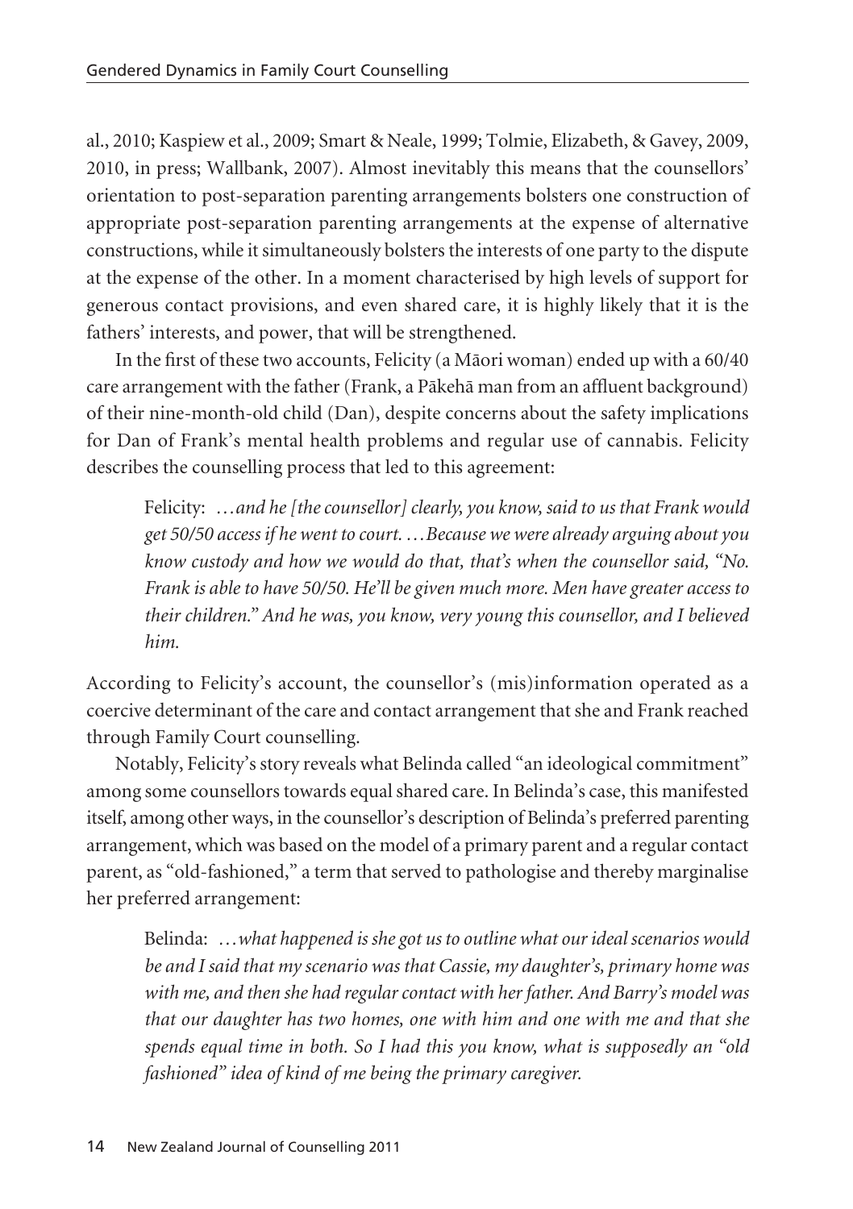al., 2010; Kaspiew et al., 2009; Smart & Neale, 1999; Tolmie, Elizabeth, & Gavey, 2009, 2010, in press; Wallbank, 2007). Almost inevitably this means that the counsellors' orientation to post-separation parenting arrangements bolsters one construction of appropriate post-separation parenting arrangements at the expense of alternative constructions, while it simultaneously bolsters the interests of one party to the dispute at the expense of the other. In a moment characterised by high levels of support for generous contact provisions, and even shared care, it is highly likely that it is the fathers' interests, and power, that will be strengthened.

In the first of these two accounts, Felicity (a Māori woman) ended up with a 60/40 care arrangement with the father (Frank, a Pākehā man from an affluent background) of their nine-month-old child (Dan), despite concerns about the safety implications for Dan of Frank's mental health problems and regular use of cannabis. Felicity describes the counselling process that led to this agreement:

> Felicity: *…and he [the counsellor] clearly, you know, said to us that Frank would get 50/50 access if he went to court. …Because we were already arguing about you know custody and how we would do that, that's when the counsellor said, "No. Frank is able to have 50/50. He'll be given much more. Men have greater access to their children." And he was, you know, very young this counsellor, and I believed him.*

According to Felicity's account, the counsellor's (mis)information operated as a coercive determinant of the care and contact arrangement that she and Frank reached through Family Court counselling.

Notably, Felicity's story reveals what Belinda called "an ideological commitment" among some counsellors towards equal shared care. In Belinda's case, this manifested itself, among other ways, in the counsellor's description of Belinda's preferred parenting arrangement, which was based on the model of a primary parent and a regular contact parent, as "old-fashioned," a term that served to pathologise and thereby marginalise her preferred arrangement:

> Belinda: *…what happened is she got us to outline what our ideal scenarios would be and I said that my scenario was that Cassie, my daughter's, primary home was with me, and then she had regular contact with her father. And Barry's model was that our daughter has two homes, one with him and one with me and that she spends equal time in both. So I had this you know, what is supposedly an "old fashioned" idea of kind of me being the primary caregiver.*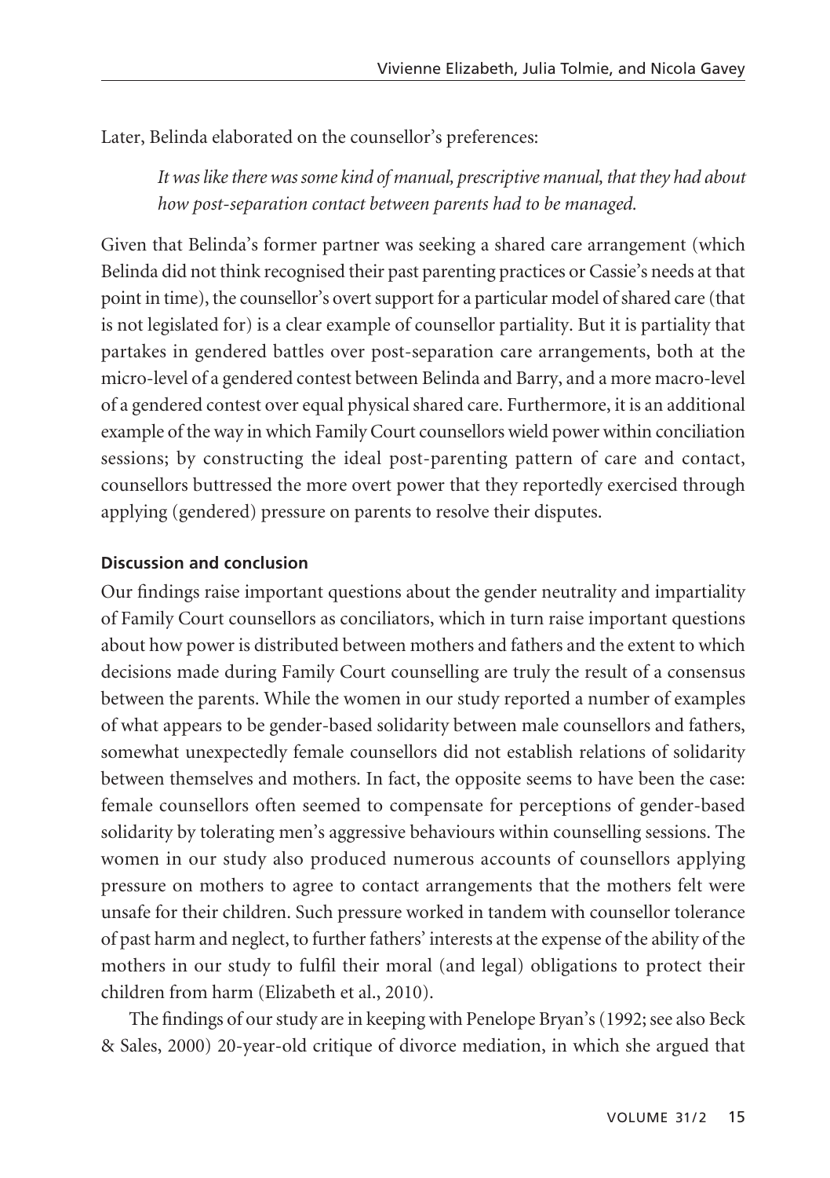Later, Belinda elaborated on the counsellor's preferences:

> *It was like there was some kind of manual, prescriptive manual, that they had about how post-separation contact between parents had to be managed.*

Given that Belinda's former partner was seeking a shared care arrangement (which Belinda did not think recognised their past parenting practices or Cassie's needs at that point in time), the counsellor's overt support for a particular model of shared care (that is not legislated for) is a clear example of counsellor partiality. But it is partiality that partakes in gendered battles over post-separation care arrangements, both at the micro-level of a gendered contest between Belinda and Barry, and a more macro-level of a gendered contest over equal physical shared care. Furthermore, it is an additional example of the way in which Family Court counsellors wield power within conciliation sessions; by constructing the ideal post-parenting pattern of care and contact, counsellors buttressed the more overt power that they reportedly exercised through applying (gendered) pressure on parents to resolve their disputes.

### Discussion and conclusion

Our findings raise important questions about the gender neutrality and impartiality of Family Court counsellors as conciliators, which in turn raise important questions about how power is distributed between mothers and fathers and the extent to which decisions made during Family Court counselling are truly the result of a consensus between the parents. While the women in our study reported a number of examples of what appears to be gender-based solidarity between male counsellors and fathers, somewhat unexpectedly female counsellors did not establish relations of solidarity between themselves and mothers. In fact, the opposite seems to have been the case: female counsellors often seemed to compensate for perceptions of gender-based solidarity by tolerating men's aggressive behaviours within counselling sessions. The women in our study also produced numerous accounts of counsellors applying pressure on mothers to agree to contact arrangements that the mothers felt were unsafe for their children. Such pressure worked in tandem with counsellor tolerance of past harm and neglect, to further fathers' interests at the expense of the ability of the mothers in our study to fulfil their moral (and legal) obligations to protect their children from harm (Elizabeth et al., 2010).

The findings of our study are in keeping with Penelope Bryan's (1992; see also Beck & Sales, 2000) 20-year-old critique of divorce mediation, in which she argued that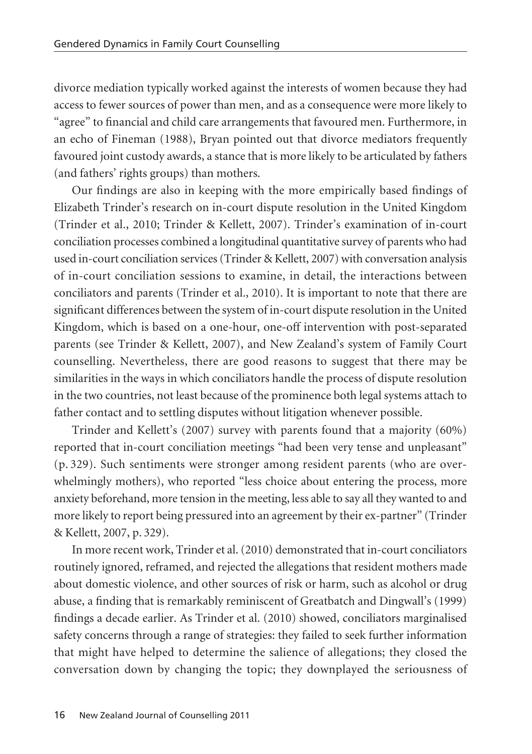divorce mediation typically worked against the interests of women because they had access to fewer sources of power than men, and as a consequence were more likely to "agree" to financial and child care arrangements that favoured men. Furthermore, in an echo of Fineman (1988), Bryan pointed out that divorce mediators frequently favoured joint custody awards, a stance that is more likely to be articulated by fathers (and fathers' rights groups) than mothers.

Our findings are also in keeping with the more empirically based findings of Elizabeth Trinder's research on in-court dispute resolution in the United Kingdom (Trinder et al., 2010; Trinder & Kellett, 2007). Trinder's examination of in-court conciliation processes combined a longitudinal quantitative survey of parents who had used in-court conciliation services (Trinder & Kellett, 2007) with conversation analysis of in-court conciliation sessions to examine, in detail, the interactions between conciliators and parents (Trinder et al., 2010). It is important to note that there are significant differences between the system of in-court dispute resolution in the United Kingdom, which is based on a one-hour, one-off intervention with post-separated parents (see Trinder & Kellett, 2007), and New Zealand's system of Family Court counselling. Nevertheless, there are good reasons to suggest that there may be similarities in the ways in which conciliators handle the process of dispute resolution in the two countries, not least because of the prominence both legal systems attach to father contact and to settling disputes without litigation whenever possible.

Trinder and Kellett's (2007) survey with parents found that a majority (60%) reported that in-court conciliation meetings "had been very tense and unpleasant" (p. 329). Such sentiments were stronger among resident parents (who are overwhelmingly mothers), who reported "less choice about entering the process, more anxiety beforehand, more tension in the meeting, less able to say all they wanted to and more likely to report being pressured into an agreement by their ex-partner" (Trinder & Kellett, 2007, p. 329).

In more recent work, Trinder et al. (2010) demonstrated that in-court conciliators routinely ignored, reframed, and rejected the allegations that resident mothers made about domestic violence, and other sources of risk or harm, such as alcohol or drug abuse, a finding that is remarkably reminiscent of Greatbatch and Dingwall's (1999) findings a decade earlier. As Trinder et al. (2010) showed, conciliators marginalised safety concerns through a range of strategies: they failed to seek further information that might have helped to determine the salience of allegations; they closed the conversation down by changing the topic; they downplayed the seriousness of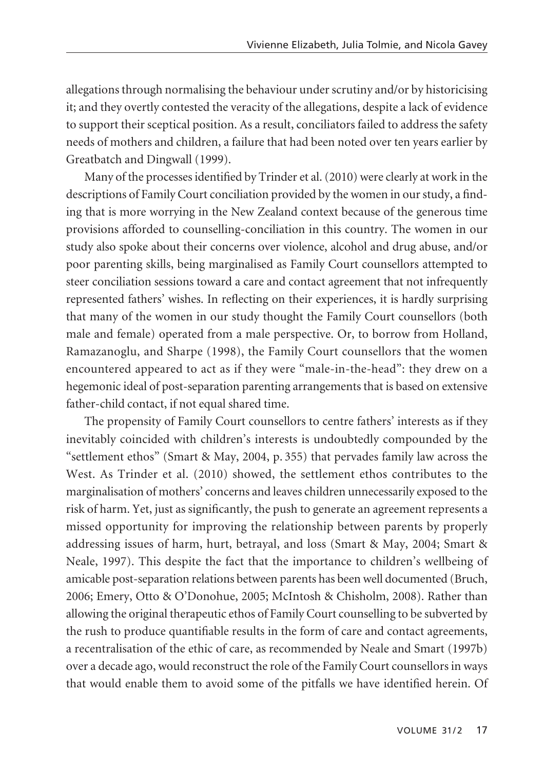allegations through normalising the behaviour under scrutiny and/or by historicising it; and they overtly contested the veracity of the allegations, despite a lack of evidence to support their sceptical position. As a result, conciliators failed to address the safety needs of mothers and children, a failure that had been noted over ten years earlier by Greatbatch and Dingwall (1999).

Many of the processes identified by Trinder et al. (2010) were clearly at work in the descriptions of Family Court conciliation provided by the women in our study, a finding that is more worrying in the New Zealand context because of the generous time provisions afforded to counselling-conciliation in this country. The women in our study also spoke about their concerns over violence, alcohol and drug abuse, and/or poor parenting skills, being marginalised as Family Court counsellors attempted to steer conciliation sessions toward a care and contact agreement that not infrequently represented fathers' wishes. In reflecting on their experiences, it is hardly surprising that many of the women in our study thought the Family Court counsellors (both male and female) operated from a male perspective. Or, to borrow from Holland, Ramazanoglu, and Sharpe (1998), the Family Court counsellors that the women encountered appeared to act as if they were "male-in-the-head": they drew on a hegemonic ideal of post-separation parenting arrangements that is based on extensive father-child contact, if not equal shared time.

The propensity of Family Court counsellors to centre fathers' interests as if they inevitably coincided with children's interests is undoubtedly compounded by the "settlement ethos" (Smart & May, 2004, p. 355) that pervades family law across the West. As Trinder et al. (2010) showed, the settlement ethos contributes to the marginalisation of mothers' concerns and leaves children unnecessarily exposed to the risk of harm. Yet, just as significantly, the push to generate an agreement represents a missed opportunity for improving the relationship between parents by properly addressing issues of harm, hurt, betrayal, and loss (Smart & May, 2004; Smart & Neale, 1997). This despite the fact that the importance to children's wellbeing of amicable post-separation relations between parents has been well documented (Bruch, 2006; Emery, Otto & O'Donohue, 2005; McIntosh & Chisholm, 2008). Rather than allowing the original therapeutic ethos of Family Court counselling to be subverted by the rush to produce quantifiable results in the form of care and contact agreements, a recentralisation of the ethic of care, as recommended by Neale and Smart (1997b) over a decade ago, would reconstruct the role of the Family Court counsellors in ways that would enable them to avoid some of the pitfalls we have identified herein. Of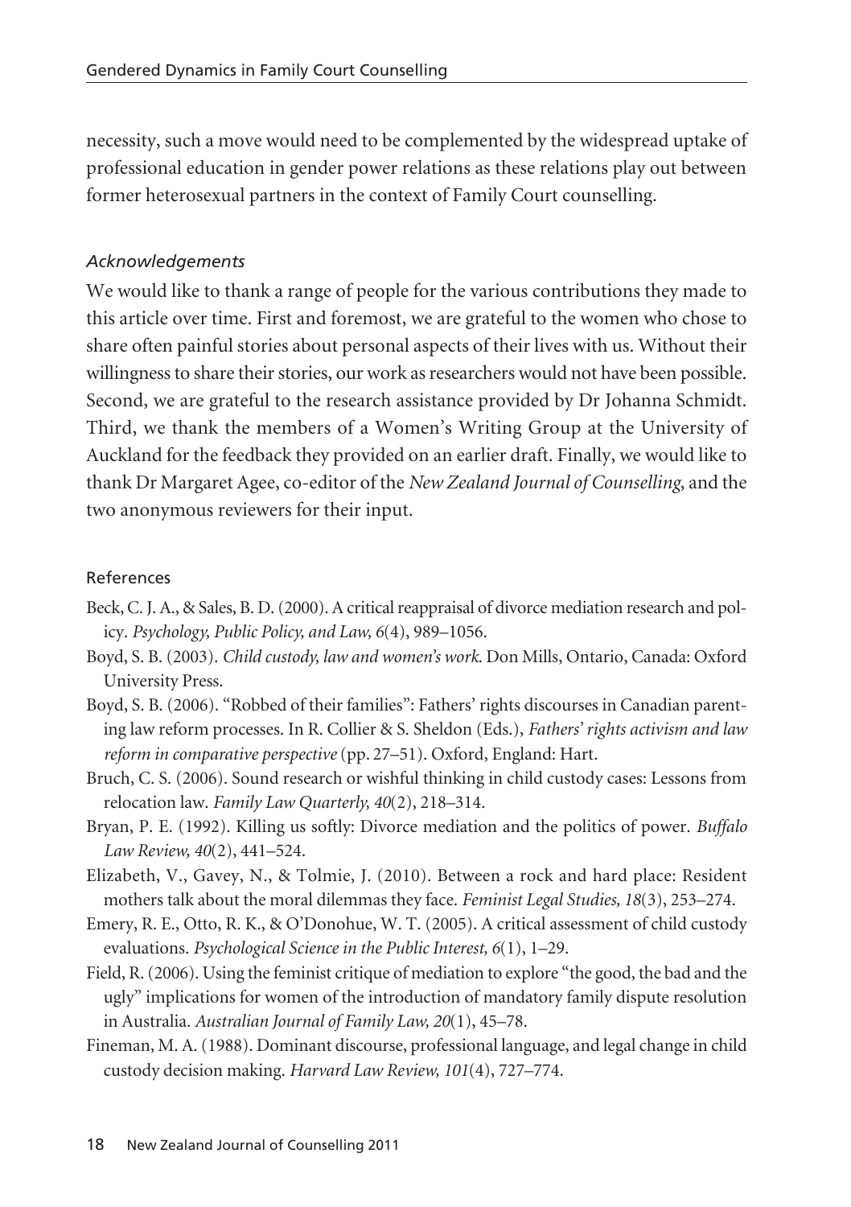necessity, such a move would need to be complemented by the widespread uptake of professional education in gender power relations as these relations play out between former heterosexual partners in the context of Family Court counselling.

### *Acknowledgements*

We would like to thank a range of people for the various contributions they made to this article over time. First and foremost, we are grateful to the women who chose to share often painful stories about personal aspects of their lives with us. Without their willingness to share their stories, our work as researchers would not have been possible. Second, we are grateful to the research assistance provided by Dr Johanna Schmidt. Third, we thank the members of a Women's Writing Group at the University of Auckland for the feedback they provided on an earlier draft. Finally, we would like to thank Dr Margaret Agee, co-editor of the *New Zealand Journal of Counselling*, and the two anonymous reviewers for their input.

### References

Beck, C. J. A., & Sales, B. D. (2000). A critical reappraisal of divorce mediation research and policy. *Psychology, Public Policy, and Law, 6*(4), 989–1056.

Boyd, S. B. (2003). *Child custody, law and women's work.* Don Mills, Ontario, Canada: Oxford University Press.

Boyd, S. B. (2006). "Robbed of their families": Fathers' rights discourses in Canadian parenting law reform processes. In R. Collier & S. Sheldon (Eds.), *Fathers' rights activism and law reform in comparative perspective* (pp. 27–51). Oxford, England: Hart.

Bruch, C. S. (2006). Sound research or wishful thinking in child custody cases: Lessons from relocation law. *Family Law Quarterly, 40*(2), 218–314.

Bryan, P. E. (1992). Killing us softly: Divorce mediation and the politics of power. *Buffalo Law Review, 40*(2), 441–524.

Elizabeth, V., Gavey, N., & Tolmie, J. (2010). Between a rock and hard place: Resident mothers talk about the moral dilemmas they face. *Feminist Legal Studies, 18*(3), 253–274.

Emery, R. E., Otto, R. K., & O'Donohue, W. T. (2005). A critical assessment of child custody evaluations. *Psychological Science in the Public Interest, 6*(1), 1–29.

Field, R. (2006). Using the feminist critique of mediation to explore "the good, the bad and the ugly" implications for women of the introduction of mandatory family dispute resolution in Australia. *Australian Journal of Family Law, 20*(1), 45–78.

Fineman, M. A. (1988). Dominant discourse, professional language, and legal change in child custody decision making. *Harvard Law Review, 101*(4), 727–774.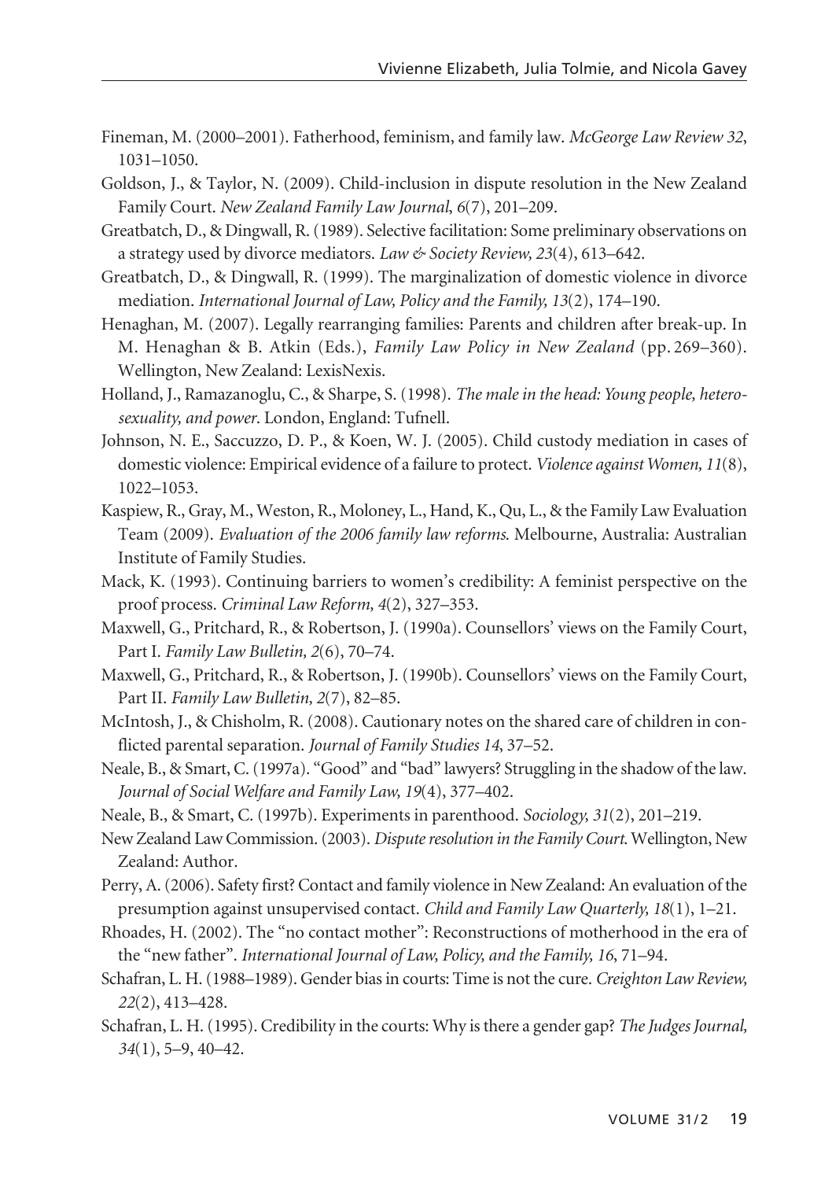Fineman, M. (2000–2001). Fatherhood, feminism, and family law. *McGeorge Law Review 32*, 1031–1050.

Goldson, J., & Taylor, N. (2009). Child-inclusion in dispute resolution in the New Zealand Family Court. *New Zealand Family Law Journal*, *6*(7), 201–209.

Greatbatch, D., & Dingwall, R. (1989). Selective facilitation: Some preliminary observations on a strategy used by divorce mediators. *Law & Society Review, 23*(4), 613–642.

Greatbatch, D., & Dingwall, R. (1999). The marginalization of domestic violence in divorce mediation. *International Journal of Law, Policy and the Family, 13*(2), 174–190.

Henaghan, M. (2007). Legally rearranging families: Parents and children after break-up. In M. Henaghan & B. Atkin (Eds.), *Family Law Policy in New Zealand* (pp. 269–360). Wellington, New Zealand: LexisNexis.

Holland, J., Ramazanoglu, C., & Sharpe, S. (1998). *The male in the head: Young people, heterosexuality, and power*. London, England: Tufnell.

Johnson, N. E., Saccuzzo, D. P., & Koen, W. J. (2005). Child custody mediation in cases of domestic violence: Empirical evidence of a failure to protect. *Violence against Women, 11*(8), 1022–1053.

Kaspiew, R., Gray, M., Weston, R., Moloney, L., Hand, K., Qu, L., & the Family Law Evaluation Team (2009). *Evaluation of the 2006 family law reforms*. Melbourne, Australia: Australian Institute of Family Studies.

Mack, K. (1993). Continuing barriers to women's credibility: A feminist perspective on the proof process. *Criminal Law Reform, 4*(2), 327–353.

Maxwell, G., Pritchard, R., & Robertson, J. (1990a). Counsellors' views on the Family Court, Part I. *Family Law Bulletin, 2*(6), 70–74.

Maxwell, G., Pritchard, R., & Robertson, J. (1990b). Counsellors' views on the Family Court, Part II. *Family Law Bulletin, 2*(7), 82–85.

McIntosh, J., & Chisholm, R. (2008). Cautionary notes on the shared care of children in conflicted parental separation. *Journal of Family Studies 14*, 37–52.

Neale, B., & Smart, C. (1997a). "Good" and "bad" lawyers? Struggling in the shadow of the law. *Journal of Social Welfare and Family Law, 19*(4), 377–402.

Neale, B., & Smart, C. (1997b). Experiments in parenthood. *Sociology, 31*(2), 201–219.

New Zealand Law Commission. (2003). *Dispute resolution in the Family Court*. Wellington, New Zealand: Author.

Perry, A. (2006). Safety first? Contact and family violence in New Zealand: An evaluation of the presumption against unsupervised contact. *Child and Family Law Quarterly, 18*(1), 1–21.

Rhoades, H. (2002). The "no contact mother": Reconstructions of motherhood in the era of the "new father". *International Journal of Law, Policy, and the Family, 16*, 71–94.

Schafran, L. H. (1988–1989). Gender bias in courts: Time is not the cure. *Creighton Law Review, 22*(2), 413–428.

Schafran, L. H. (1995). Credibility in the courts: Why is there a gender gap? *The Judges Journal, 34*(1), 5–9, 40–42.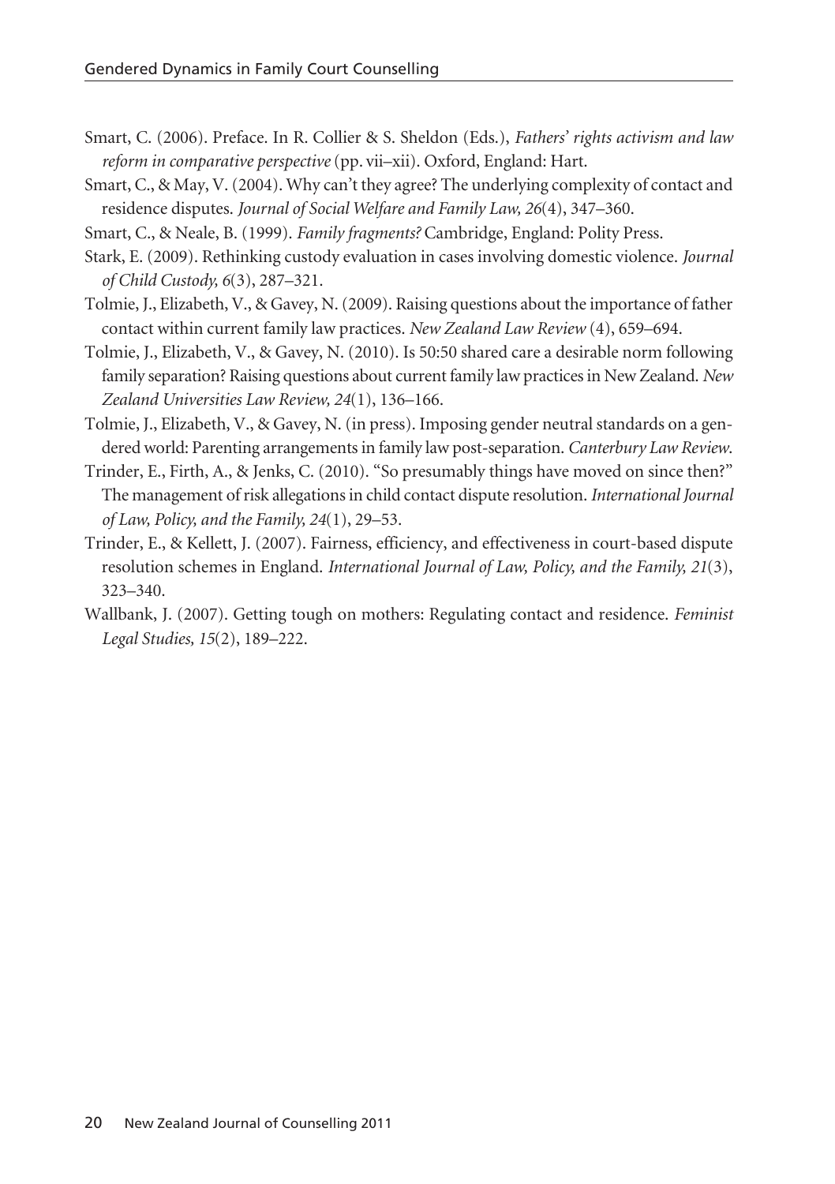Smart, C. (2006). Preface. In R. Collier & S. Sheldon (Eds.), *Fathers' rights activism and law reform in comparative perspective* (pp. vii–xii). Oxford, England: Hart.

Smart, C., & May, V. (2004). Why can't they agree? The underlying complexity of contact and residence disputes. *Journal of Social Welfare and Family Law, 26*(4), 347–360.

Smart, C., & Neale, B. (1999). *Family fragments?* Cambridge, England: Polity Press.

Stark, E. (2009). Rethinking custody evaluation in cases involving domestic violence. *Journal of Child Custody, 6*(3), 287–321.

Tolmie, J., Elizabeth, V., & Gavey, N. (2009). Raising questions about the importance of father contact within current family law practices. *New Zealand Law Review* (4), 659–694.

Tolmie, J., Elizabeth, V., & Gavey, N. (2010). Is 50:50 shared care a desirable norm following family separation? Raising questions about current family law practices in New Zealand. *New Zealand Universities Law Review, 24*(1), 136–166.

Tolmie, J., Elizabeth, V., & Gavey, N. (in press). Imposing gender neutral standards on a gendered world: Parenting arrangements in family law post-separation. *Canterbury Law Review.*

Trinder, E., Firth, A., & Jenks, C. (2010). "So presumably things have moved on since then?" The management of risk allegations in child contact dispute resolution. *International Journal of Law, Policy, and the Family, 24*(1), 29–53.

Trinder, E., & Kellett, J. (2007). Fairness, efficiency, and effectiveness in court-based dispute resolution schemes in England. *International Journal of Law, Policy, and the Family, 21*(3), 323–340.

Wallbank, J. (2007). Getting tough on mothers: Regulating contact and residence. *Feminist Legal Studies, 15*(2), 189–222.